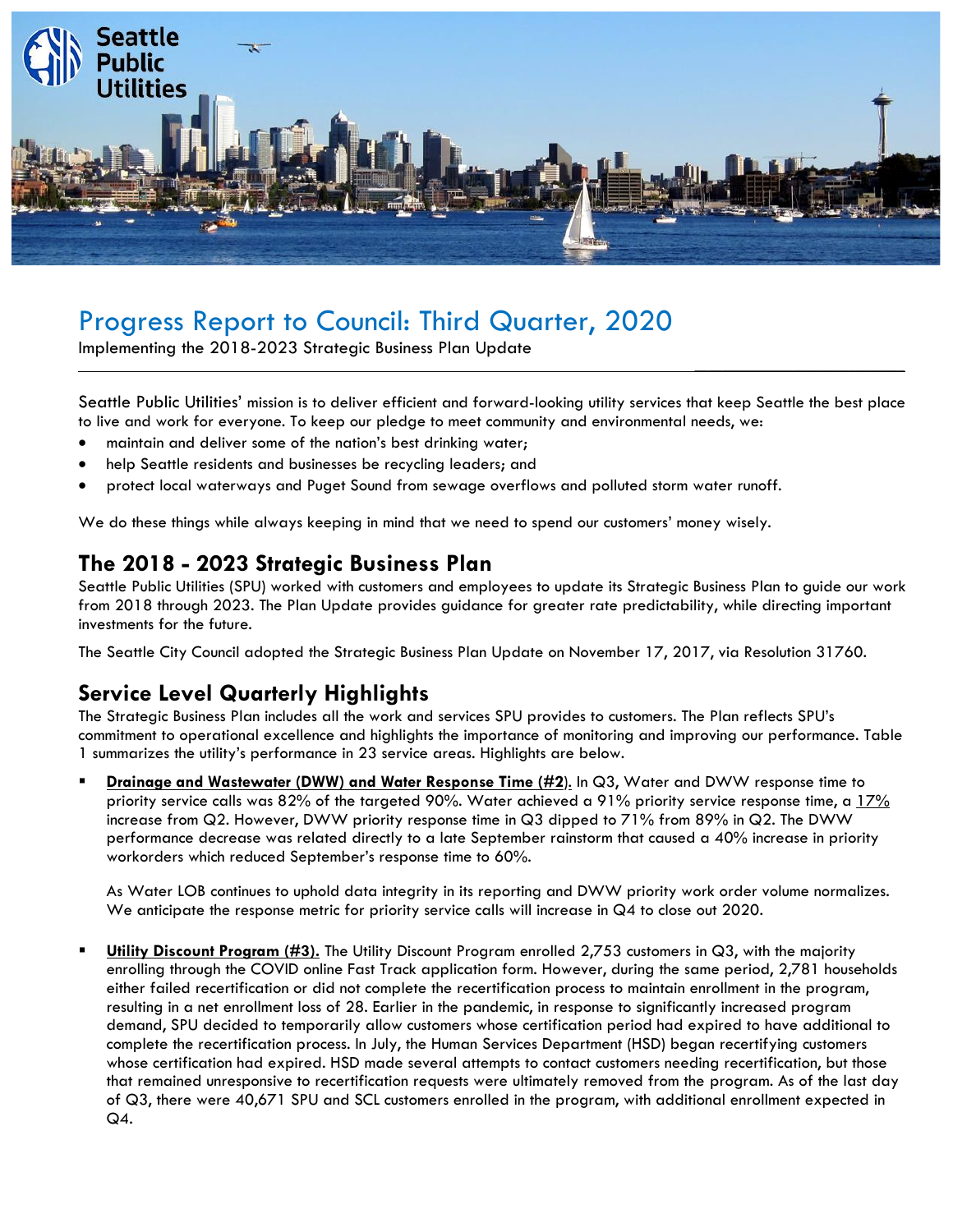Seattle Public Utilities

# Progress Report to Council: Third Quarter, 2020

Implementing the 2018-2023 Strategic Business Plan Update

Seattle Public Utilities' mission is to deliver efficient and forward-looking utility services that keep Seattle the best place to live and work for everyone. To keep our pledge to meet community and environmental needs, we:

- maintain and deliver some of the nation's best drinking water;
- help Seattle residents and businesses be recycling leaders; and
- protect local waterways and Puget Sound from sewage overflows and polluted storm water runoff.

We do these things while always keeping in mind that we need to spend our customers' money wisely.

## The 2018 - 2023 Strategic Business Plan

Seattle Public Utilities (SPU) worked with customers and employees to update its Strategic Business Plan to guide our work from 2018 through 2023. The Plan Update provides guidance for greater rate predictability, while directing important investments for the future.

The Seattle City Council adopted the Strategic Business Plan Update on November 17, 2017, via Resolution 31760.

## Service Level Quarterly Highlights

The Strategic Business Plan includes all the work and services SPU provides to customers. The Plan reflects SPU's commitment to operational excellence and highlights the importance of monitoring and improving our performance. Table 1 summarizes the utility's performance in 23 service areas. Highlights are below.

- **Drainage and Wastewater (DWW) and Water Response Time (#2).** In Q3, Water and DWW response time to priority service calls was 82% of the targeted 90%. Water achieved a 91% priority service response time, a 17% increase from Q2. However, DWW priority response time in Q3 dipped to 71% from 89% in Q2. The DWW performance decrease was related directly to a late September rainstorm that caused a 40% increase in priority workorders which reduced September's response time to 60%.

  As Water LOB continues to uphold data integrity in its reporting and DWW priority work order volume normalizes. We anticipate the response metric for priority service calls will increase in Q4 to close out 2020.

- **Utility Discount Program (#3).** The Utility Discount Program enrolled 2,753 customers in Q3, with the majority enrolling through the COVID online Fast Track application form. However, during the same period, 2,781 households either failed recertification or did not complete the recertification process to maintain enrollment in the program, resulting in a net enrollment loss of 28. Earlier in the pandemic, in response to significantly increased program demand, SPU decided to temporarily allow customers whose certification period had expired to have additional to complete the recertification process. In July, the Human Services Department (HSD) began recertifying customers whose certification had expired. HSD made several attempts to contact customers needing recertification, but those that remained unresponsive to recertification requests were ultimately removed from the program. As of the last day of Q3, there were 40,671 SPU and SCL customers enrolled in the program, with additional enrollment expected in Q4.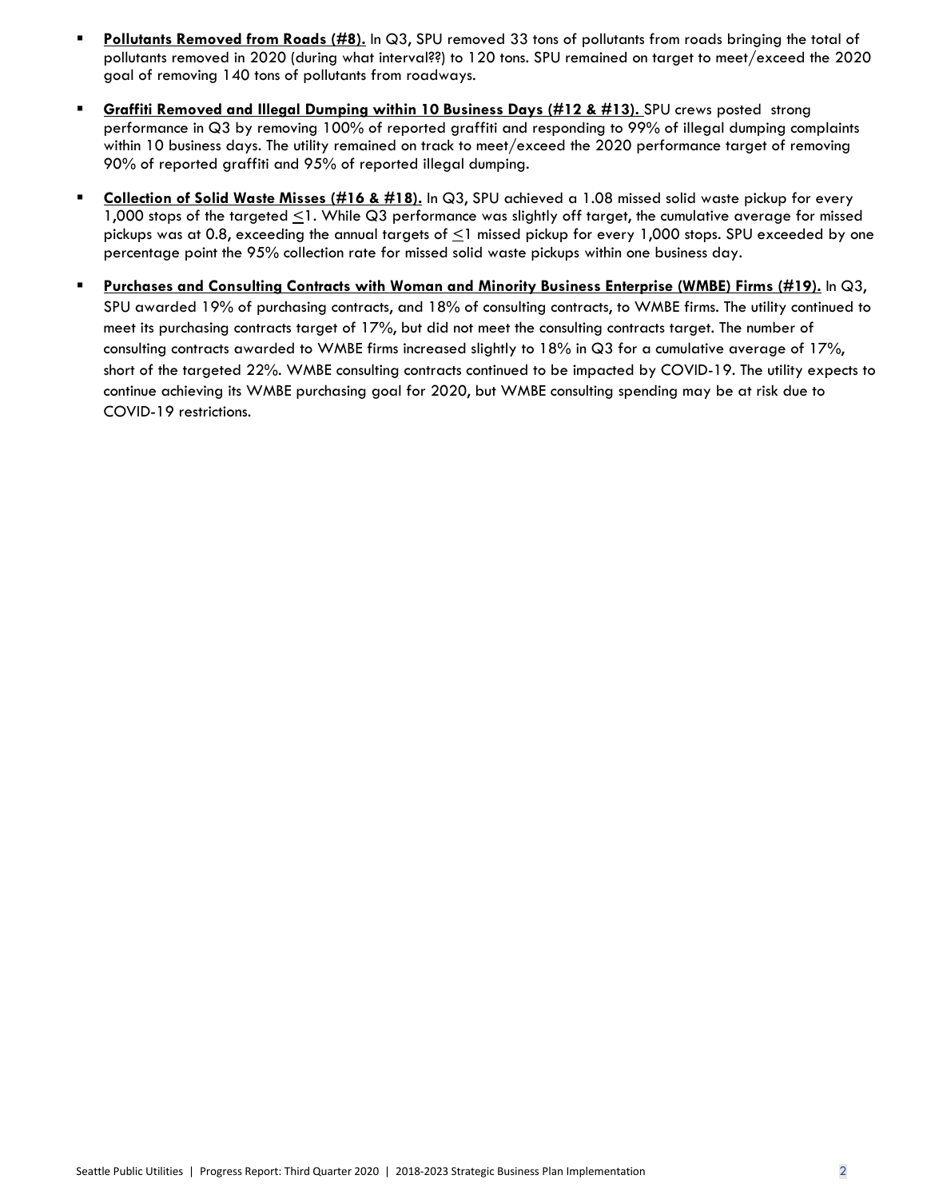- **Pollutants Removed from Roads (#8).** In Q3, SPU removed 33 tons of pollutants from roads bringing the total of pollutants removed in 2020 (during what interval??) to 120 tons. SPU remained on target to meet/exceed the 2020 goal of removing 140 tons of pollutants from roadways.

- **Graffiti Removed and Illegal Dumping within 10 Business Days (#12 & #13).** SPU crews posted strong performance in Q3 by removing 100% of reported graffiti and responding to 99% of illegal dumping complaints within 10 business days. The utility remained on track to meet/exceed the 2020 performance target of removing 90% of reported graffiti and 95% of reported illegal dumping.

- **Collection of Solid Waste Misses (#16 & #18).** In Q3, SPU achieved a 1.08 missed solid waste pickup for every 1,000 stops of the targeted ≤1. While Q3 performance was slightly off target, the cumulative average for missed pickups was at 0.8, exceeding the annual targets of ≤1 missed pickup for every 1,000 stops. SPU exceeded by one percentage point the 95% collection rate for missed solid waste pickups within one business day.

- **Purchases and Consulting Contracts with Woman and Minority Business Enterprise (WMBE) Firms (#19).** In Q3, SPU awarded 19% of purchasing contracts, and 18% of consulting contracts, to WMBE firms. The utility continued to meet its purchasing contracts target of 17%, but did not meet the consulting contracts target. The number of consulting contracts awarded to WMBE firms increased slightly to 18% in Q3 for a cumulative average of 17%, short of the targeted 22%. WMBE consulting contracts continued to be impacted by COVID-19. The utility expects to continue achieving its WMBE purchasing goal for 2020, but WMBE consulting spending may be at risk due to COVID-19 restrictions.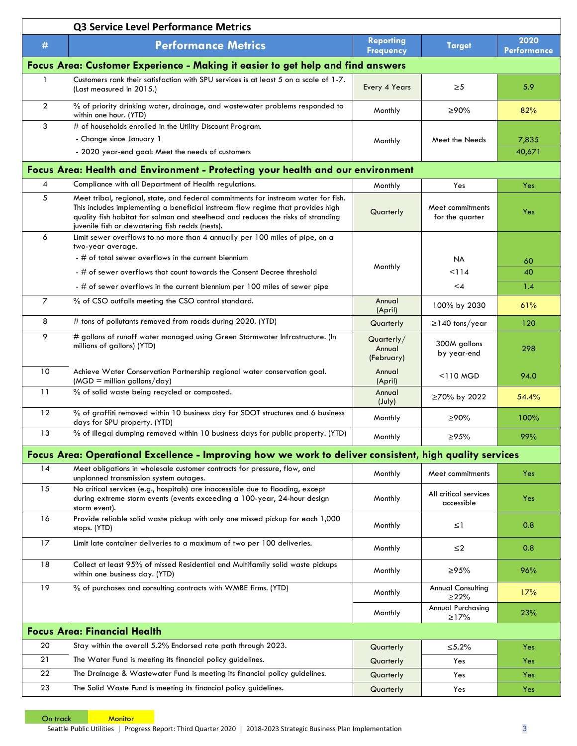## Q3 Service Level Performance Metrics

| # | Performance Metrics | Reporting Frequency | Target | 2020 Performance |
|---|---|---|---|---|
| **Focus Area: Customer Experience - Making it easier to get help and find answers** | | | | |
| 1 | Customers rank their satisfaction with SPU services is at least 5 on a scale of 1-7. (Last measured in 2015.) | Every 4 Years | ≥5 | 5.9 |
| 2 | % of priority drinking water, drainage, and wastewater problems responded to within one hour. (YTD) | Monthly | ≥90% | 82% |
| 3 | # of households enrolled in the Utility Discount Program. | Monthly | Meet the Needs | |
| | - Change since January 1 | | | 7,835 |
| | - 2020 year-end goal: Meet the needs of customers | | | 40,671 |
| **Focus Area: Health and Environment - Protecting your health and our environment** | | | | |
| 4 | Compliance with all Department of Health regulations. | Monthly | Yes | Yes |
| 5 | Meet tribal, regional, state, and federal commitments for instream water for fish. This includes implementing a beneficial instream flow regime that provides high quality fish habitat for salmon and steelhead and reduces the risks of stranding juvenile fish or dewatering fish redds (nests). | Quarterly | Meet commitments for the quarter | Yes |
| 6 | Limit sewer overflows to no more than 4 annually per 100 miles of pipe, on a two-year average. | Monthly | | |
| | - # of total sewer overflows in the current biennium | | NA | 60 |
| | - # of sewer overflows that count towards the Consent Decree threshold | | <114 | 40 |
| | - # of sewer overflows in the current biennium per 100 miles of sewer pipe | | <4 | 1.4 |
| 7 | % of CSO outfalls meeting the CSO control standard. | Annual (April) | 100% by 2030 | 61% |
| 8 | # tons of pollutants removed from roads during 2020. (YTD) | Quarterly | ≥140 tons/year | 120 |
| 9 | # gallons of runoff water managed using Green Stormwater Infrastructure. (In millions of gallons) (YTD) | Quarterly/ Annual (February) | 300M gallons by year-end | 298 |
| 10 | Achieve Water Conservation Partnership regional water conservation goal. (MGD = million gallons/day) | Annual (April) | <110 MGD | 94.0 |
| 11 | % of solid waste being recycled or composted. | Annual (July) | ≥70% by 2022 | 54.4% |
| 12 | % of graffiti removed within 10 business day for SDOT structures and 6 business days for SPU property. (YTD) | Monthly | ≥90% | 100% |
| 13 | % of illegal dumping removed within 10 business days for public property. (YTD) | Monthly | ≥95% | 99% |
| **Focus Area: Operational Excellence - Improving how we work to deliver consistent, high quality services** | | | | |
| 14 | Meet obligations in wholesale customer contracts for pressure, flow, and unplanned transmission system outages. | Monthly | Meet commitments | Yes |
| 15 | No critical services (e.g., hospitals) are inaccessible due to flooding, except during extreme storm events (events exceeding a 100-year, 24-hour design storm event). | Monthly | All critical services accessible | Yes |
| 16 | Provide reliable solid waste pickup with only one missed pickup for each 1,000 stops. (YTD) | Monthly | ≤1 | 0.8 |
| 17 | Limit late container deliveries to a maximum of two per 100 deliveries. | Monthly | ≤2 | 0.8 |
| 18 | Collect at least 95% of missed Residential and Multifamily solid waste pickups within one business day. (YTD) | Monthly | ≥95% | 96% |
| 19 | % of purchases and consulting contracts with WMBE firms. (YTD) | Monthly | Annual Consulting ≥22% | 17% |
| | | Monthly | Annual Purchasing ≥17% | 23% |
| **Focus Area: Financial Health** | | | | |
| 20 | Stay within the overall 5.2% Endorsed rate path through 2023. | Quarterly | ≤5.2% | Yes |
| 21 | The Water Fund is meeting its financial policy guidelines. | Quarterly | Yes | Yes |
| 22 | The Drainage & Wastewater Fund is meeting its financial policy guidelines. | Quarterly | Yes | Yes |
| 23 | The Solid Waste Fund is meeting its financial policy guidelines. | Quarterly | Yes | Yes |

On track | Monitor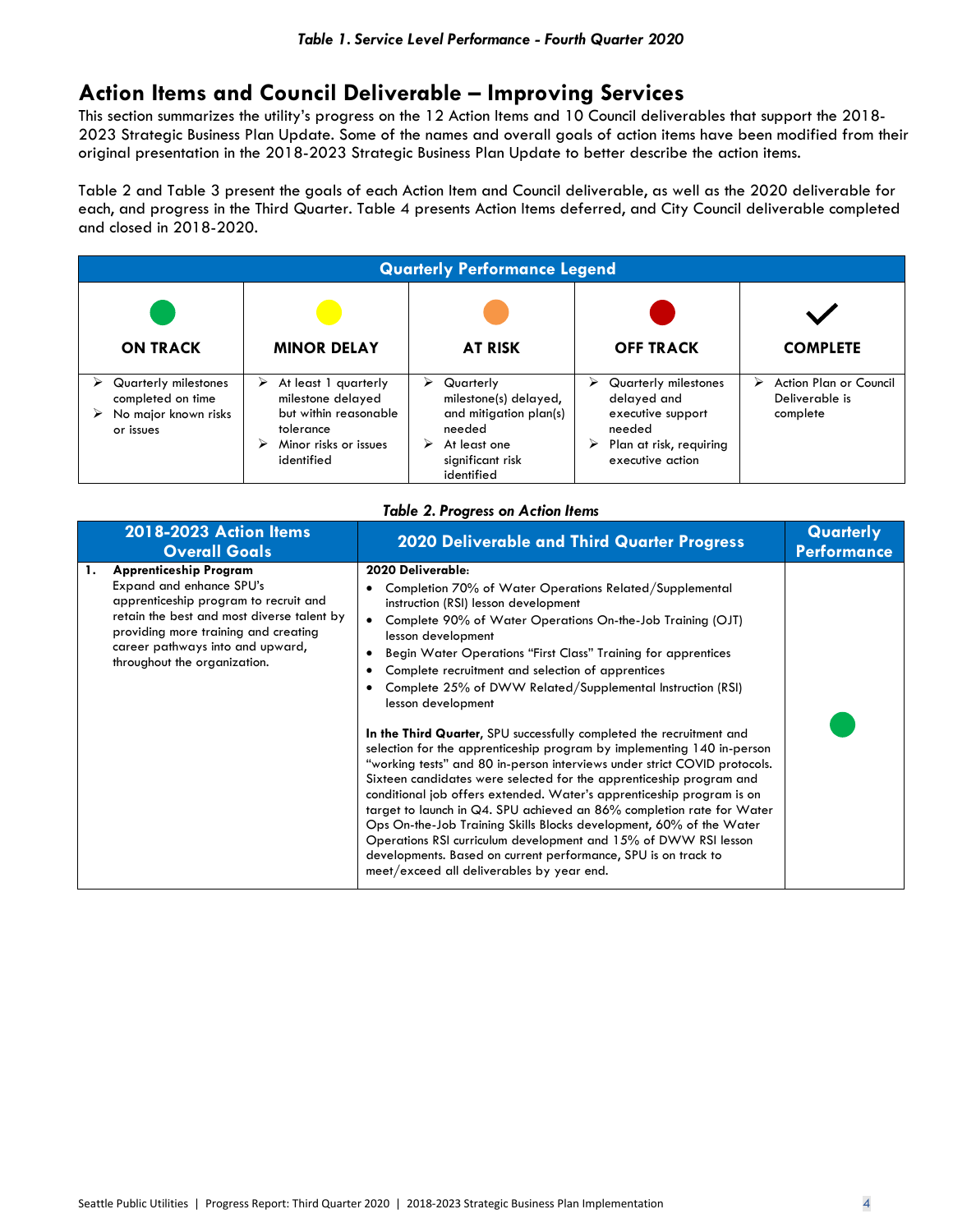*Table 1. Service Level Performance - Fourth Quarter 2020*

## Action Items and Council Deliverable – Improving Services

This section summarizes the utility's progress on the 12 Action Items and 10 Council deliverables that support the 2018-2023 Strategic Business Plan Update. Some of the names and overall goals of action items have been modified from their original presentation in the 2018-2023 Strategic Business Plan Update to better describe the action items.

Table 2 and Table 3 present the goals of each Action Item and Council deliverable, as well as the 2020 deliverable for each, and progress in the Third Quarter. Table 4 presents Action Items deferred, and City Council deliverable completed and closed in 2018-2020.

| Quarterly Performance Legend | | | | |
|---|---|---|---|---|
| ● (green) **ON TRACK** | ● (yellow) **MINOR DELAY** | ● (orange) **AT RISK** | ● (red) **OFF TRACK** | ✔ **COMPLETE** |
| ➢ Quarterly milestones completed on time<br>➢ No major known risks or issues | ➢ At least 1 quarterly milestone delayed but within reasonable tolerance<br>➢ Minor risks or issues identified | ➢ Quarterly milestone(s) delayed, and mitigation plan(s) needed<br>➢ At least one significant risk identified | ➢ Quarterly milestones delayed and executive support needed<br>➢ Plan at risk, requiring executive action | ➢ Action Plan or Council Deliverable is complete |

*Table 2. Progress on Action Items*

| 2018-2023 Action Items Overall Goals | 2020 Deliverable and Third Quarter Progress | Quarterly Performance |
|---|---|---|
| **1. Apprenticeship Program**<br>Expand and enhance SPU's apprenticeship program to recruit and retain the best and most diverse talent by providing more training and creating career pathways into and upward, throughout the organization. | **2020 Deliverable:**<br>• Completion 70% of Water Operations Related/Supplemental instruction (RSI) lesson development<br>• Complete 90% of Water Operations On-the-Job Training (OJT) lesson development<br>• Begin Water Operations "First Class" Training for apprentices<br>• Complete recruitment and selection of apprentices<br>• Complete 25% of DWW Related/Supplemental Instruction (RSI) lesson development<br><br>**In the Third Quarter**, SPU successfully completed the recruitment and selection for the apprenticeship program by implementing 140 in-person "working tests" and 80 in-person interviews under strict COVID protocols. Sixteen candidates were selected for the apprenticeship program and conditional job offers extended. Water's apprenticeship program is on target to launch in Q4. SPU achieved an 86% completion rate for Water Ops On-the-Job Training Skills Blocks development, 60% of the Water Operations RSI curriculum development and 15% of DWW RSI lesson developments. Based on current performance, SPU is on track to meet/exceed all deliverables by year end. | ● (green) |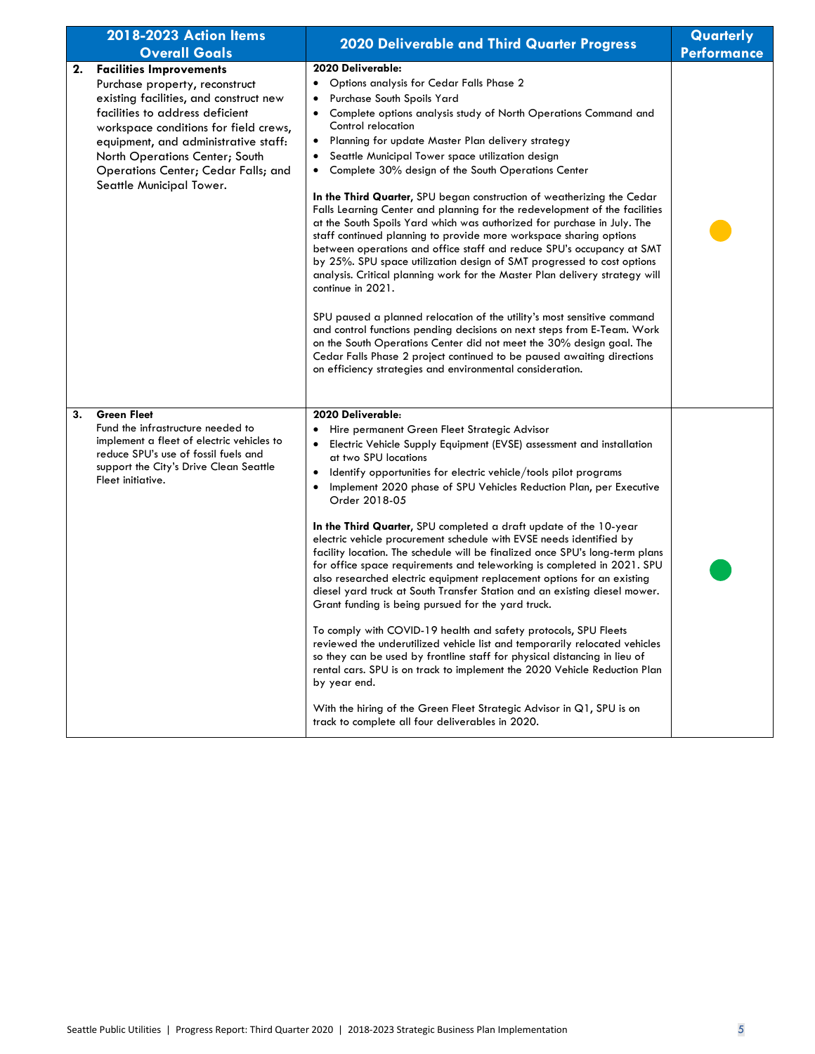| 2018-2023 Action Items Overall Goals | 2020 Deliverable and Third Quarter Progress | Quarterly Performance |
|---|---|---|
| **2. Facilities Improvements**<br>Purchase property, reconstruct existing facilities, and construct new facilities to address deficient workspace conditions for field crews, equipment, and administrative staff: North Operations Center; South Operations Center; Cedar Falls; and Seattle Municipal Tower. | **2020 Deliverable:**<br>• Options analysis for Cedar Falls Phase 2<br>• Purchase South Spoils Yard<br>• Complete options analysis study of North Operations Command and Control relocation<br>• Planning for update Master Plan delivery strategy<br>• Seattle Municipal Tower space utilization design<br>• Complete 30% design of the South Operations Center<br><br>**In the Third Quarter,** SPU began construction of weatherizing the Cedar Falls Learning Center and planning for the redevelopment of the facilities at the South Spoils Yard which was authorized for purchase in July. The staff continued planning to provide more workspace sharing options between operations and office staff and reduce SPU's occupancy at SMT by 25%. SPU space utilization design of SMT progressed to cost options analysis. Critical planning work for the Master Plan delivery strategy will continue in 2021.<br><br>SPU paused a planned relocation of the utility's most sensitive command and control functions pending decisions on next steps from E-Team. Work on the South Operations Center did not meet the 30% design goal. The Cedar Falls Phase 2 project continued to be paused awaiting directions on efficiency strategies and environmental consideration. | Yellow |
| **3. Green Fleet**<br>Fund the infrastructure needed to implement a fleet of electric vehicles to reduce SPU's use of fossil fuels and support the City's Drive Clean Seattle Fleet initiative. | **2020 Deliverable:**<br>• Hire permanent Green Fleet Strategic Advisor<br>• Electric Vehicle Supply Equipment (EVSE) assessment and installation at two SPU locations<br>• Identify opportunities for electric vehicle/tools pilot programs<br>• Implement 2020 phase of SPU Vehicles Reduction Plan, per Executive Order 2018-05<br><br>**In the Third Quarter,** SPU completed a draft update of the 10-year electric vehicle procurement schedule with EVSE needs identified by facility location. The schedule will be finalized once SPU's long-term plans for office space requirements and teleworking is completed in 2021. SPU also researched electric equipment replacement options for an existing diesel yard truck at South Transfer Station and an existing diesel mower. Grant funding is being pursued for the yard truck.<br><br>To comply with COVID-19 health and safety protocols, SPU Fleets reviewed the underutilized vehicle list and temporarily relocated vehicles so they can be used by frontline staff for physical distancing in lieu of rental cars. SPU is on track to implement the 2020 Vehicle Reduction Plan by year end.<br><br>With the hiring of the Green Fleet Strategic Advisor in Q1, SPU is on track to complete all four deliverables in 2020. | Green |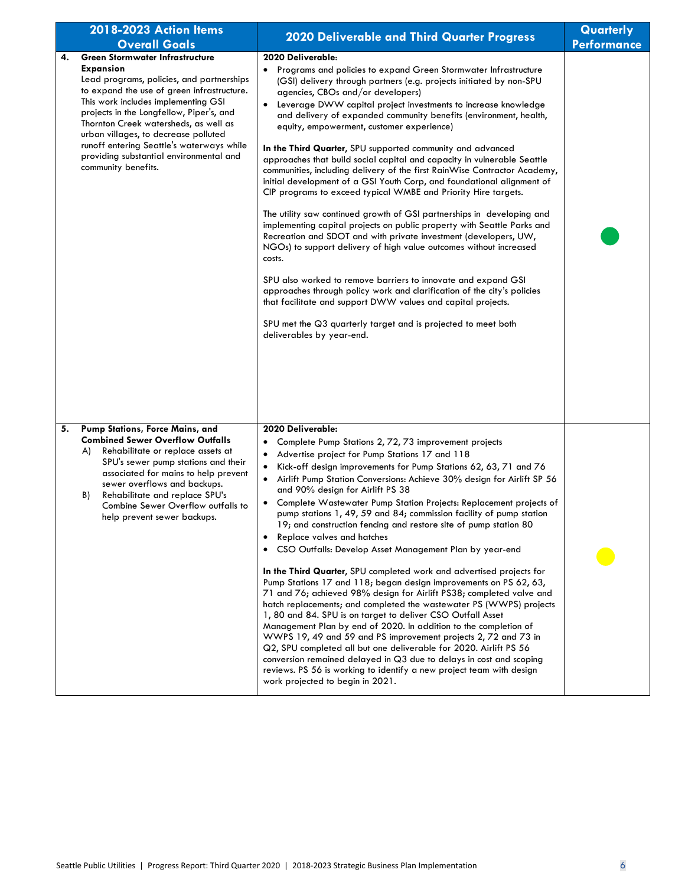| 2018-2023 Action Items Overall Goals | 2020 Deliverable and Third Quarter Progress | Quarterly Performance |
|---|---|---|
| **4. Green Stormwater Infrastructure Expansion**<br>Lead programs, policies, and partnerships to expand the use of green infrastructure. This work includes implementing GSI projects in the Longfellow, Piper's, and Thornton Creek watersheds, as well as urban villages, to decrease polluted runoff entering Seattle's waterways while providing substantial environmental and community benefits. | **2020 Deliverable:**<br>• Programs and policies to expand Green Stormwater Infrastructure (GSI) delivery through partners (e.g. projects initiated by non-SPU agencies, CBOs and/or developers)<br>• Leverage DWW capital project investments to increase knowledge and delivery of expanded community benefits (environment, health, equity, empowerment, customer experience)<br><br>**In the Third Quarter**, SPU supported community and advanced approaches that build social capital and capacity in vulnerable Seattle communities, including delivery of the first RainWise Contractor Academy, initial development of a GSI Youth Corp, and foundational alignment of CIP programs to exceed typical WMBE and Priority Hire targets.<br><br>The utility saw continued growth of GSI partnerships in developing and implementing capital projects on public property with Seattle Parks and Recreation and SDOT and with private investment (developers, UW, NGOs) to support delivery of high value outcomes without increased costs.<br><br>SPU also worked to remove barriers to innovate and expand GSI approaches through policy work and clarification of the city's policies that facilitate and support DWW values and capital projects.<br><br>SPU met the Q3 quarterly target and is projected to meet both deliverables by year-end. | Green |
| **5. Pump Stations, Force Mains, and Combined Sewer Overflow Outfalls**<br>A) Rehabilitate or replace assets at SPU's sewer pump stations and their associated for mains to help prevent sewer overflows and backups.<br>B) Rehabilitate and replace SPU's Combine Sewer Overflow outfalls to help prevent sewer backups. | **2020 Deliverable:**<br>• Complete Pump Stations 2, 72, 73 improvement projects<br>• Advertise project for Pump Stations 17 and 118<br>• Kick-off design improvements for Pump Stations 62, 63, 71 and 76<br>• Airlift Pump Station Conversions: Achieve 30% design for Airlift SP 56 and 90% design for Airlift PS 38<br>• Complete Wastewater Pump Station Projects: Replacement projects of pump stations 1, 49, 59 and 84; commission facility of pump station 19; and construction fencing and restore site of pump station 80<br>• Replace valves and hatches<br>• CSO Outfalls: Develop Asset Management Plan by year-end<br><br>**In the Third Quarter**, SPU completed work and advertised projects for Pump Stations 17 and 118; began design improvements on PS 62, 63, 71 and 76; achieved 98% design for Airlift PS38; completed valve and hatch replacements; and completed the wastewater PS (WWPS) projects 1, 80 and 84. SPU is on target to deliver CSO Outfall Asset Management Plan by end of 2020. In addition to the completion of WWPS 19, 49 and 59 and PS improvement projects 2, 72 and 73 in Q2, SPU completed all but one deliverable for 2020. Airlift PS 56 conversion remained delayed in Q3 due to delays in cost and scoping reviews. PS 56 is working to identify a new project team with design work projected to begin in 2021. | Yellow |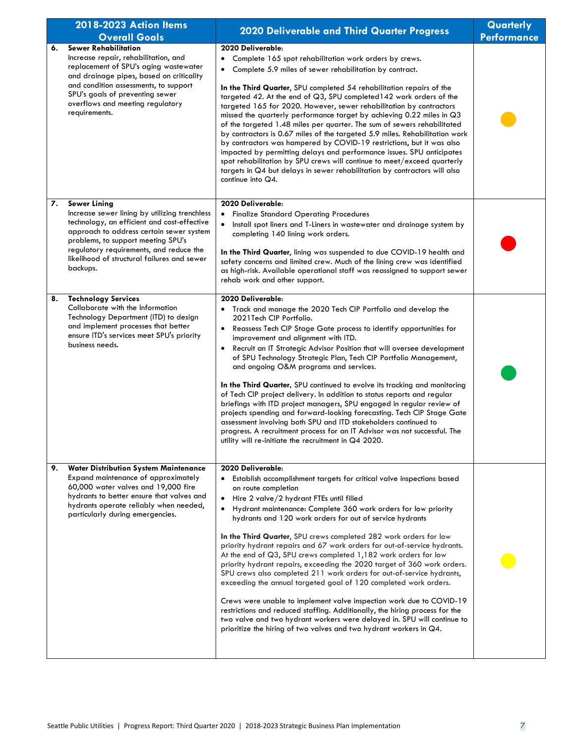| 2018-2023 Action Items Overall Goals | 2020 Deliverable and Third Quarter Progress | Quarterly Performance |
|---|---|---|
| **6. Sewer Rehabilitation**<br>Increase repair, rehabilitation, and replacement of SPU's aging wastewater and drainage pipes, based on criticality and condition assessments, to support SPU's goals of preventing sewer overflows and meeting regulatory requirements. | **2020 Deliverable:**<br>• Complete 165 spot rehabilitation work orders by crews.<br>• Complete 5.9 miles of sewer rehabilitation by contract.<br><br>**In the Third Quarter,** SPU completed 54 rehabilitation repairs of the targeted 42. At the end of Q3, SPU completed142 work orders of the targeted 165 for 2020. However, sewer rehabilitation by contractors missed the quarterly performance target by achieving 0.22 miles in Q3 of the targeted 1.48 miles per quarter. The sum of sewers rehabilitated by contractors is 0.67 miles of the targeted 5.9 miles. Rehabilitation work by contractors was hampered by COVID-19 restrictions, but it was also impacted by permitting delays and performance issues. SPU anticipates spot rehabilitation by SPU crews will continue to meet/exceed quarterly targets in Q4 but delays in sewer rehabilitation by contractors will also continue into Q4. | |
| **7. Sewer Lining**<br>Increase sewer lining by utilizing trenchless technology, an efficient and cost-effective approach to address certain sewer system problems, to support meeting SPU's regulatory requirements, and reduce the likelihood of structural failures and sewer backups. | **2020 Deliverable:**<br>• Finalize Standard Operating Procedures<br>• Install spot liners and T-Liners in wastewater and drainage system by completing 140 lining work orders.<br><br>**In the Third Quarter,** lining was suspended to due COVID-19 health and safety concerns and limited crew. Much of the lining crew was identified as high-risk. Available operational staff was reassigned to support sewer rehab work and other support. | |
| **8. Technology Services**<br>Collaborate with the Information Technology Department (ITD) to design and implement processes that better ensure ITD's services meet SPU's priority business needs. | **2020 Deliverable:**<br>• Track and manage the 2020 Tech CIP Portfolio and develop the 2021Tech CIP Portfolio.<br>• Reassess Tech CIP Stage Gate process to identify opportunities for improvement and alignment with ITD.<br>• Recruit an IT Strategic Advisor Position that will oversee development of SPU Technology Strategic Plan, Tech CIP Portfolio Management, and ongoing O&M programs and services.<br><br>**In the Third Quarter,** SPU continued to evolve its tracking and monitoring of Tech CIP project delivery. In addition to status reports and regular briefings with ITD project managers, SPU engaged in regular review of projects spending and forward-looking forecasting. Tech CIP Stage Gate assessment involving both SPU and ITD stakeholders continued to progress. A recruitment process for an IT Advisor was not successful. The utility will re-initiate the recruitment in Q4 2020. | |
| **9. Water Distribution System Maintenance**<br>Expand maintenance of approximately 60,000 water valves and 19,000 fire hydrants to better ensure that valves and hydrants operate reliably when needed, particularly during emergencies. | **2020 Deliverable:**<br>• Establish accomplishment targets for critical valve inspections based on route completion<br>• Hire 2 valve/2 hydrant FTEs until filled<br>• Hydrant maintenance: Complete 360 work orders for low priority hydrants and 120 work orders for out of service hydrants<br><br>**In the Third Quarter,** SPU crews completed 282 work orders for low priority hydrant repairs and 67 work orders for out-of-service hydrants. At the end of Q3, SPU crews completed 1,182 work orders for low priority hydrant repairs, exceeding the 2020 target of 360 work orders. SPU crews also completed 211 work orders for out-of-service hydrants, exceeding the annual targeted goal of 120 completed work orders.<br><br>Crews were unable to implement valve inspection work due to COVID-19 restrictions and reduced staffing. Additionally, the hiring process for the two valve and two hydrant workers were delayed in. SPU will continue to prioritize the hiring of two valves and two hydrant workers in Q4. | |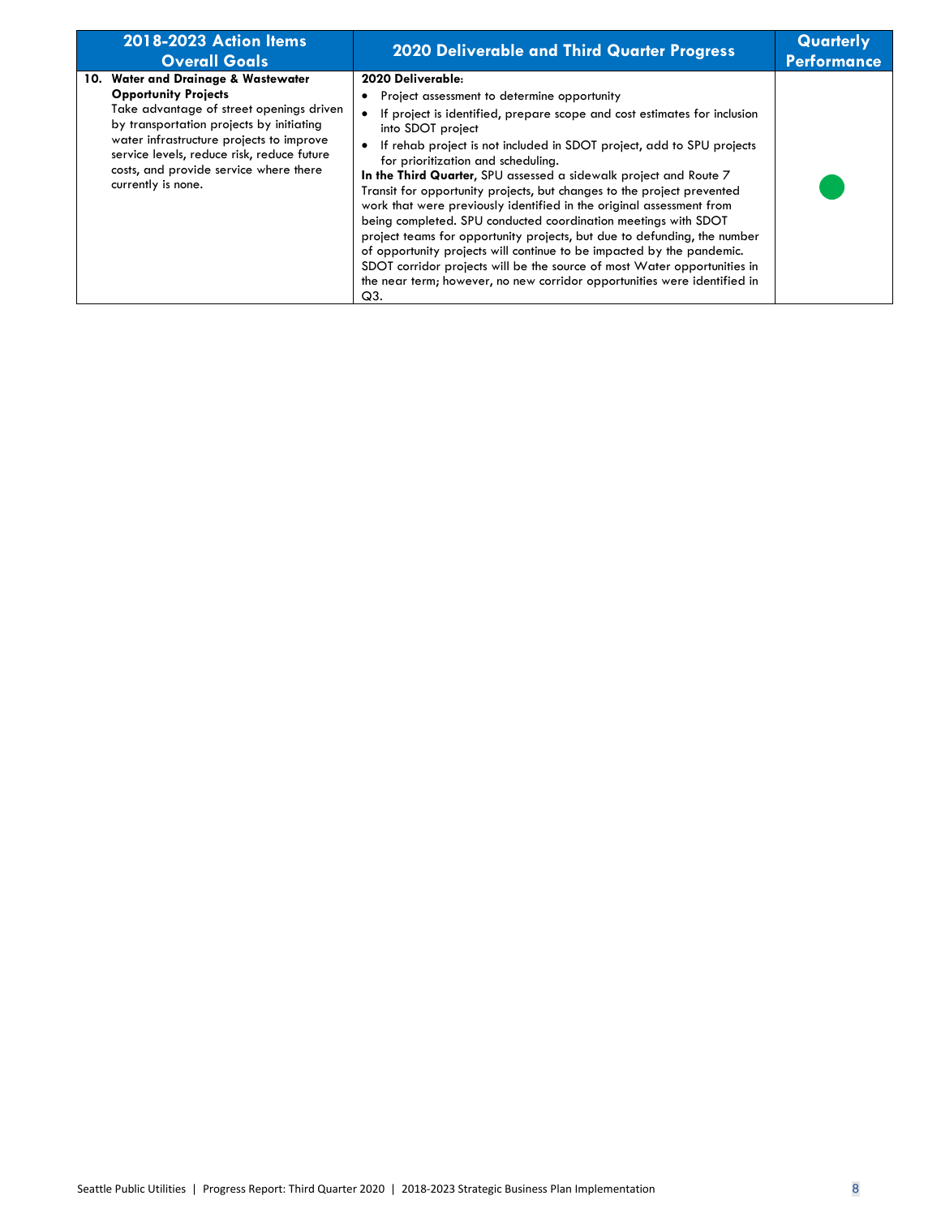| 2018-2023 Action Items Overall Goals | 2020 Deliverable and Third Quarter Progress | Quarterly Performance |
|---|---|---|
| **10. Water and Drainage & Wastewater Opportunity Projects**<br>Take advantage of street openings driven by transportation projects by initiating water infrastructure projects to improve service levels, reduce risk, reduce future costs, and provide service where there currently is none. | **2020 Deliverable:**<br>• Project assessment to determine opportunity<br>• If project is identified, prepare scope and cost estimates for inclusion into SDOT project<br>• If rehab project is not included in SDOT project, add to SPU projects for prioritization and scheduling.<br>**In the Third Quarter**, SPU assessed a sidewalk project and Route 7 Transit for opportunity projects, but changes to the project prevented work that were previously identified in the original assessment from being completed. SPU conducted coordination meetings with SDOT project teams for opportunity projects, but due to defunding, the number of opportunity projects will continue to be impacted by the pandemic. SDOT corridor projects will be the source of most Water opportunities in the near term; however, no new corridor opportunities were identified in Q3. | ● (green) |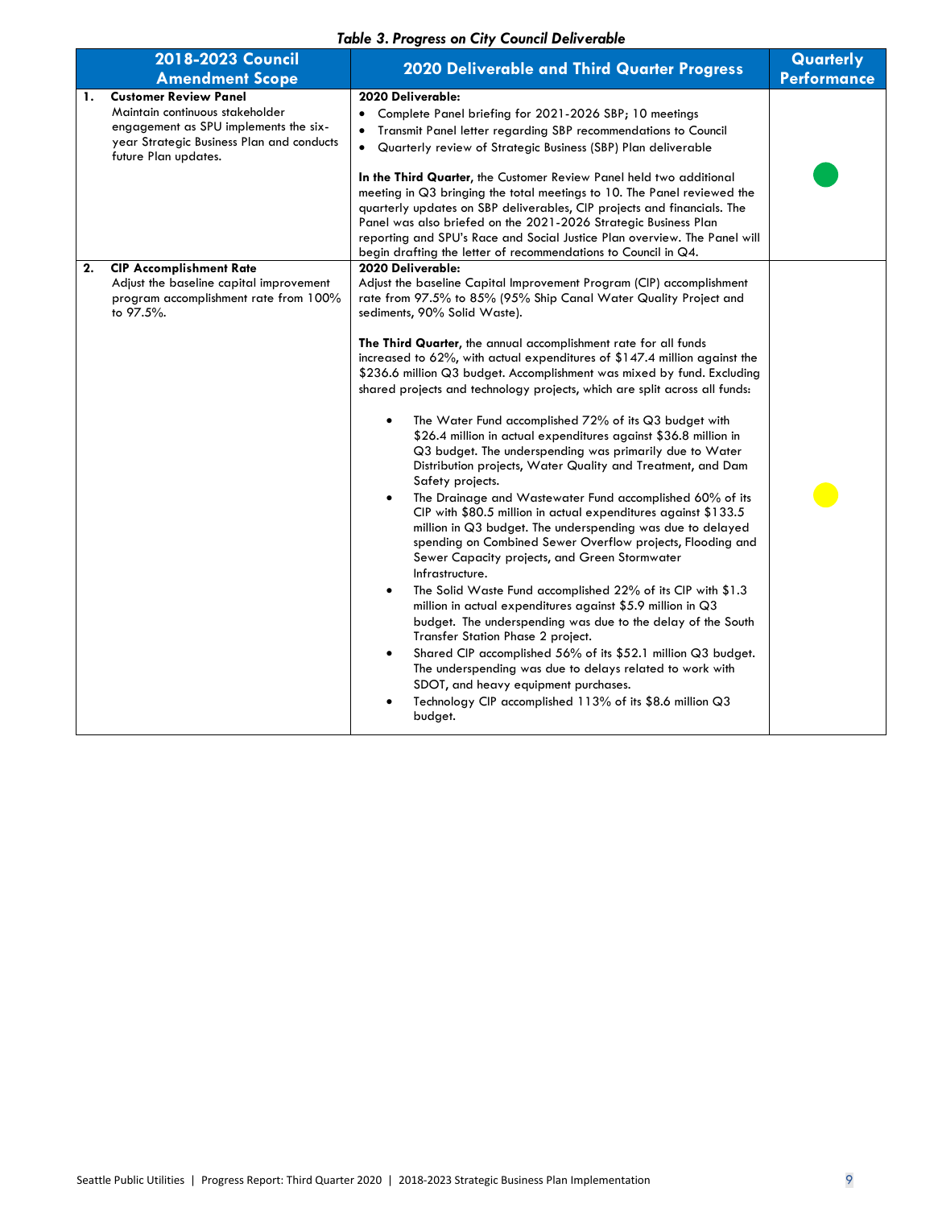*Table 3. Progress on City Council Deliverable*

| 2018-2023 Council Amendment Scope | 2020 Deliverable and Third Quarter Progress | Quarterly Performance |
|---|---|---|
| **1. Customer Review Panel**<br>Maintain continuous stakeholder engagement as SPU implements the six-year Strategic Business Plan and conducts future Plan updates. | **2020 Deliverable:**<br>• Complete Panel briefing for 2021-2026 SBP; 10 meetings<br>• Transmit Panel letter regarding SBP recommendations to Council<br>• Quarterly review of Strategic Business (SBP) Plan deliverable<br><br>**In the Third Quarter**, the Customer Review Panel held two additional meeting in Q3 bringing the total meetings to 10. The Panel reviewed the quarterly updates on SBP deliverables, CIP projects and financials. The Panel was also briefed on the 2021-2026 Strategic Business Plan reporting and SPU's Race and Social Justice Plan overview. The Panel will begin drafting the letter of recommendations to Council in Q4. | Green |
| **2. CIP Accomplishment Rate**<br>Adjust the baseline capital improvement program accomplishment rate from 100% to 97.5%. | **2020 Deliverable:**<br>Adjust the baseline Capital Improvement Program (CIP) accomplishment rate from 97.5% to 85% (95% Ship Canal Water Quality Project and sediments, 90% Solid Waste).<br><br>**The Third Quarter**, the annual accomplishment rate for all funds increased to 62%, with actual expenditures of $147.4 million against the $236.6 million Q3 budget. Accomplishment was mixed by fund. Excluding shared projects and technology projects, which are split across all funds:<br>• The Water Fund accomplished 72% of its Q3 budget with $26.4 million in actual expenditures against $36.8 million in Q3 budget. The underspending was primarily due to Water Distribution projects, Water Quality and Treatment, and Dam Safety projects.<br>• The Drainage and Wastewater Fund accomplished 60% of its CIP with $80.5 million in actual expenditures against $133.5 million in Q3 budget. The underspending was due to delayed spending on Combined Sewer Overflow projects, Flooding and Sewer Capacity projects, and Green Stormwater Infrastructure.<br>• The Solid Waste Fund accomplished 22% of its CIP with $1.3 million in actual expenditures against $5.9 million in Q3 budget. The underspending was due to the delay of the South Transfer Station Phase 2 project.<br>• Shared CIP accomplished 56% of its $52.1 million Q3 budget. The underspending was due to delays related to work with SDOT, and heavy equipment purchases.<br>• Technology CIP accomplished 113% of its $8.6 million Q3 budget. | Yellow |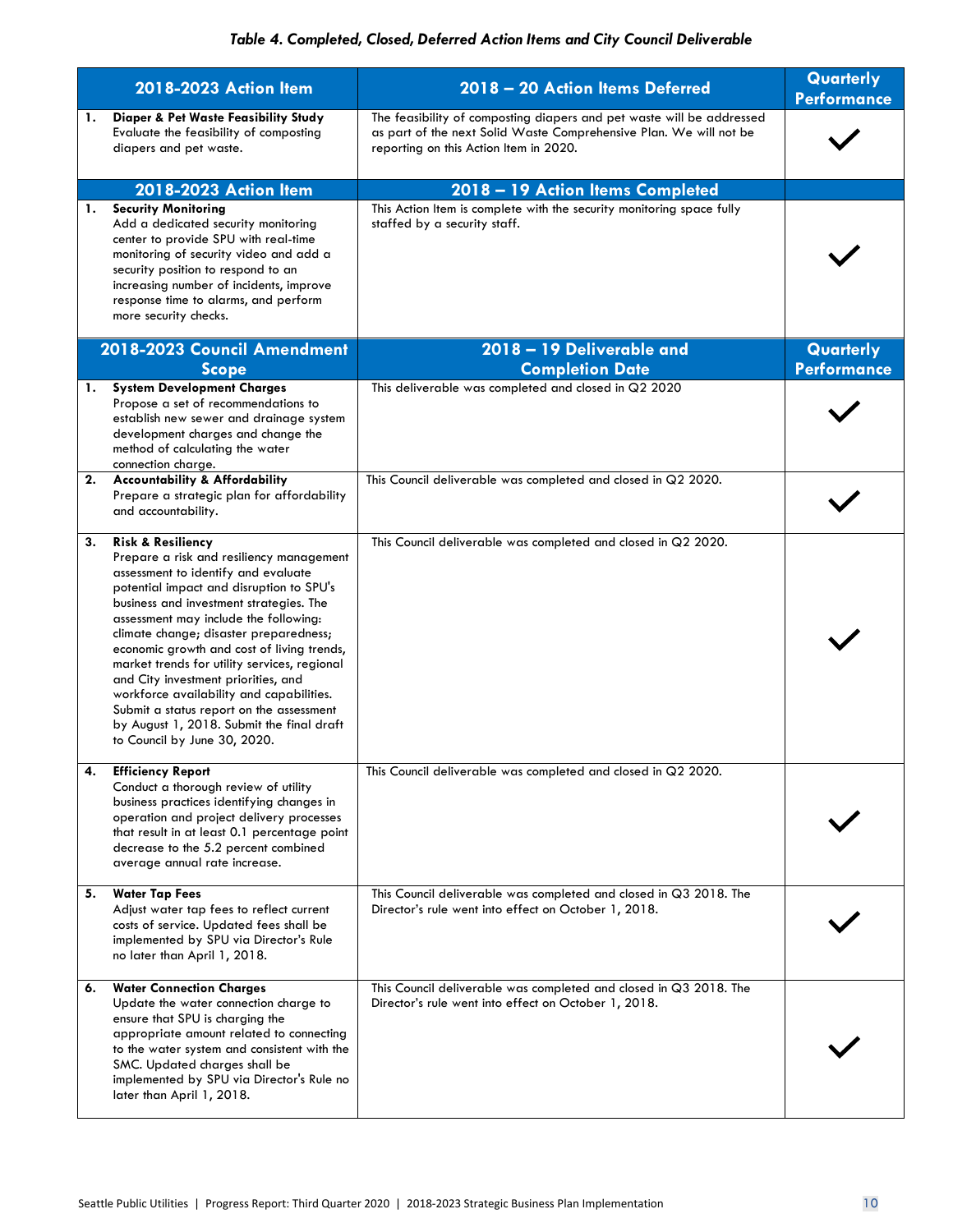*Table 4. Completed, Closed, Deferred Action Items and City Council Deliverable*

| 2018-2023 Action Item | 2018 – 20 Action Items Deferred | Quarterly Performance |
|---|---|---|
| 1. **Diaper & Pet Waste Feasibility Study** Evaluate the feasibility of composting diapers and pet waste. | The feasibility of composting diapers and pet waste will be addressed as part of the next Solid Waste Comprehensive Plan. We will not be reporting on this Action Item in 2020. | ✓ |
| **2018-2023 Action Item** | **2018 – 19 Action Items Completed** | |
| 1. **Security Monitoring** Add a dedicated security monitoring center to provide SPU with real-time monitoring of security video and add a security position to respond to an increasing number of incidents, improve response time to alarms, and perform more security checks. | This Action Item is complete with the security monitoring space fully staffed by a security staff. | ✓ |
| **2018-2023 Council Amendment Scope** | **2018 – 19 Deliverable and Completion Date** | **Quarterly Performance** |
| 1. **System Development Charges** Propose a set of recommendations to establish new sewer and drainage system development charges and change the method of calculating the water connection charge. | This deliverable was completed and closed in Q2 2020 | ✓ |
| 2. **Accountability & Affordability** Prepare a strategic plan for affordability and accountability. | This Council deliverable was completed and closed in Q2 2020. | ✓ |
| 3. **Risk & Resiliency** Prepare a risk and resiliency management assessment to identify and evaluate potential impact and disruption to SPU's business and investment strategies. The assessment may include the following: climate change; disaster preparedness; economic growth and cost of living trends, market trends for utility services, regional and City investment priorities, and workforce availability and capabilities. Submit a status report on the assessment by August 1, 2018. Submit the final draft to Council by June 30, 2020. | This Council deliverable was completed and closed in Q2 2020. | ✓ |
| 4. **Efficiency Report** Conduct a thorough review of utility business practices identifying changes in operation and project delivery processes that result in at least 0.1 percentage point decrease to the 5.2 percent combined average annual rate increase. | This Council deliverable was completed and closed in Q2 2020. | ✓ |
| 5. **Water Tap Fees** Adjust water tap fees to reflect current costs of service. Updated fees shall be implemented by SPU via Director's Rule no later than April 1, 2018. | This Council deliverable was completed and closed in Q3 2018. The Director's rule went into effect on October 1, 2018. | ✓ |
| 6. **Water Connection Charges** Update the water connection charge to ensure that SPU is charging the appropriate amount related to connecting to the water system and consistent with the SMC. Updated charges shall be implemented by SPU via Director's Rule no later than April 1, 2018. | This Council deliverable was completed and closed in Q3 2018. The Director's rule went into effect on October 1, 2018. | ✓ |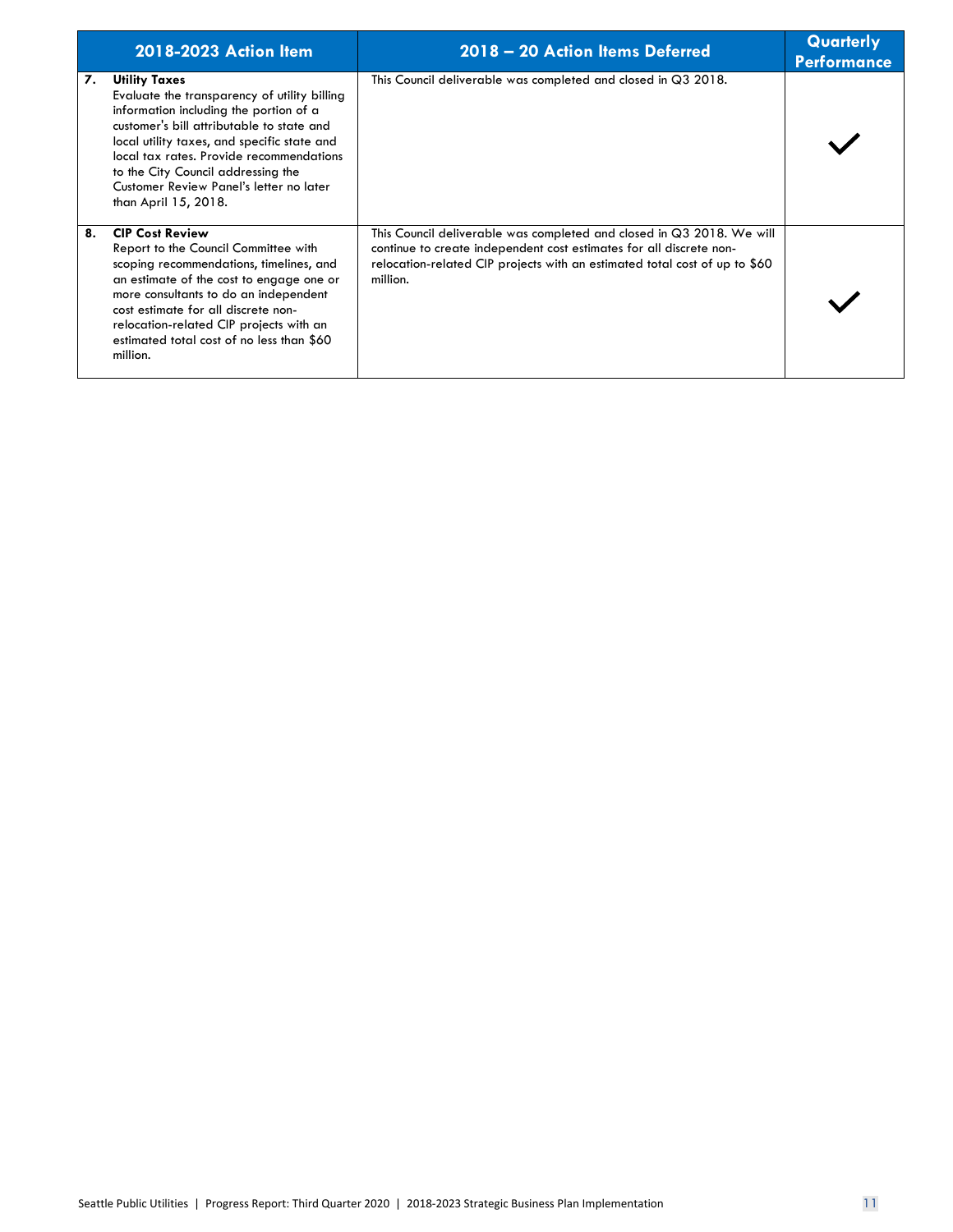| 2018-2023 Action Item | 2018 – 20 Action Items Deferred | Quarterly Performance |
|---|---|---|
| **7. Utility Taxes** Evaluate the transparency of utility billing information including the portion of a customer's bill attributable to state and local utility taxes, and specific state and local tax rates. Provide recommendations to the City Council addressing the Customer Review Panel's letter no later than April 15, 2018. | This Council deliverable was completed and closed in Q3 2018. | ✓ |
| **8. CIP Cost Review** Report to the Council Committee with scoping recommendations, timelines, and an estimate of the cost to engage one or more consultants to do an independent cost estimate for all discrete non-relocation-related CIP projects with an estimated total cost of no less than $60 million. | This Council deliverable was completed and closed in Q3 2018. We will continue to create independent cost estimates for all discrete non-relocation-related CIP projects with an estimated total cost of up to $60 million. | ✓ |